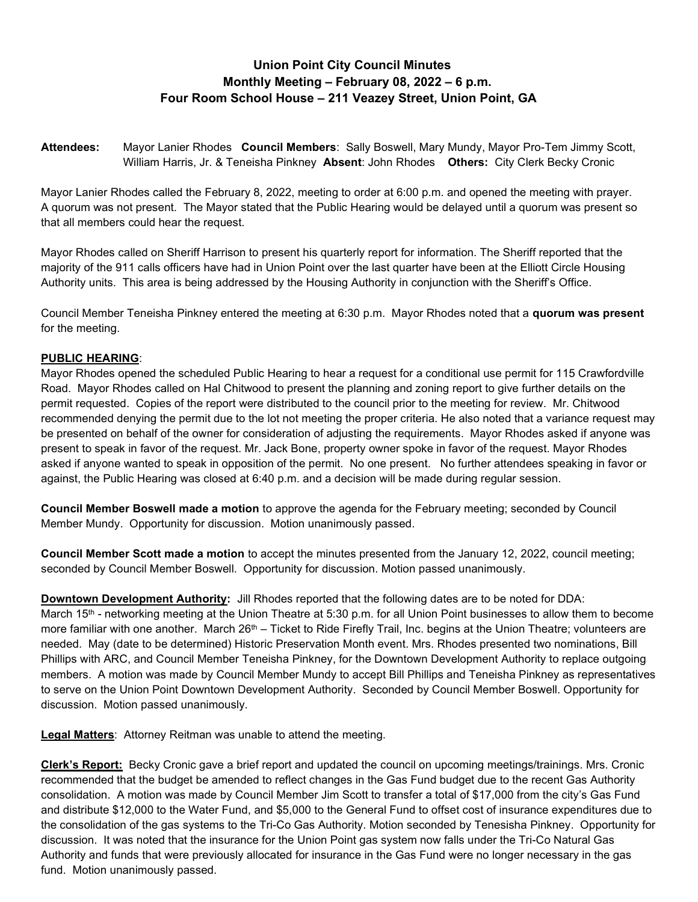# Union Point City Council Minutes
## Monthly Meeting – February 08, 2022 – 6 p.m.
## Four Room School House – 211 Veazey Street, Union Point, GA

**Attendees:** Mayor Lanier Rhodes **Council Members**: Sally Boswell, Mary Mundy, Mayor Pro-Tem Jimmy Scott, William Harris, Jr. & Teneisha Pinkney **Absent**: John Rhodes **Others:** City Clerk Becky Cronic

Mayor Lanier Rhodes called the February 8, 2022, meeting to order at 6:00 p.m. and opened the meeting with prayer. A quorum was not present. The Mayor stated that the Public Hearing would be delayed until a quorum was present so that all members could hear the request.

Mayor Rhodes called on Sheriff Harrison to present his quarterly report for information. The Sheriff reported that the majority of the 911 calls officers have had in Union Point over the last quarter have been at the Elliott Circle Housing Authority units. This area is being addressed by the Housing Authority in conjunction with the Sheriff's Office.

Council Member Teneisha Pinkney entered the meeting at 6:30 p.m. Mayor Rhodes noted that a **quorum was present** for the meeting.

**PUBLIC HEARING**:
Mayor Rhodes opened the scheduled Public Hearing to hear a request for a conditional use permit for 115 Crawfordville Road. Mayor Rhodes called on Hal Chitwood to present the planning and zoning report to give further details on the permit requested. Copies of the report were distributed to the council prior to the meeting for review. Mr. Chitwood recommended denying the permit due to the lot not meeting the proper criteria. He also noted that a variance request may be presented on behalf of the owner for consideration of adjusting the requirements. Mayor Rhodes asked if anyone was present to speak in favor of the request. Mr. Jack Bone, property owner spoke in favor of the request. Mayor Rhodes asked if anyone wanted to speak in opposition of the permit. No one present. No further attendees speaking in favor or against, the Public Hearing was closed at 6:40 p.m. and a decision will be made during regular session.

**Council Member Boswell made a motion** to approve the agenda for the February meeting; seconded by Council Member Mundy. Opportunity for discussion. Motion unanimously passed.

**Council Member Scott made a motion** to accept the minutes presented from the January 12, 2022, council meeting; seconded by Council Member Boswell. Opportunity for discussion. Motion passed unanimously.

**Downtown Development Authority:** Jill Rhodes reported that the following dates are to be noted for DDA: March 15th - networking meeting at the Union Theatre at 5:30 p.m. for all Union Point businesses to allow them to become more familiar with one another. March 26th – Ticket to Ride Firefly Trail, Inc. begins at the Union Theatre; volunteers are needed. May (date to be determined) Historic Preservation Month event. Mrs. Rhodes presented two nominations, Bill Phillips with ARC, and Council Member Teneisha Pinkney, for the Downtown Development Authority to replace outgoing members. A motion was made by Council Member Mundy to accept Bill Phillips and Teneisha Pinkney as representatives to serve on the Union Point Downtown Development Authority. Seconded by Council Member Boswell. Opportunity for discussion. Motion passed unanimously.

**Legal Matters**: Attorney Reitman was unable to attend the meeting.

**Clerk's Report:** Becky Cronic gave a brief report and updated the council on upcoming meetings/trainings. Mrs. Cronic recommended that the budget be amended to reflect changes in the Gas Fund budget due to the recent Gas Authority consolidation. A motion was made by Council Member Jim Scott to transfer a total of $17,000 from the city's Gas Fund and distribute $12,000 to the Water Fund, and $5,000 to the General Fund to offset cost of insurance expenditures due to the consolidation of the gas systems to the Tri-Co Gas Authority. Motion seconded by Tenesisha Pinkney. Opportunity for discussion. It was noted that the insurance for the Union Point gas system now falls under the Tri-Co Natural Gas Authority and funds that were previously allocated for insurance in the Gas Fund were no longer necessary in the gas fund. Motion unanimously passed.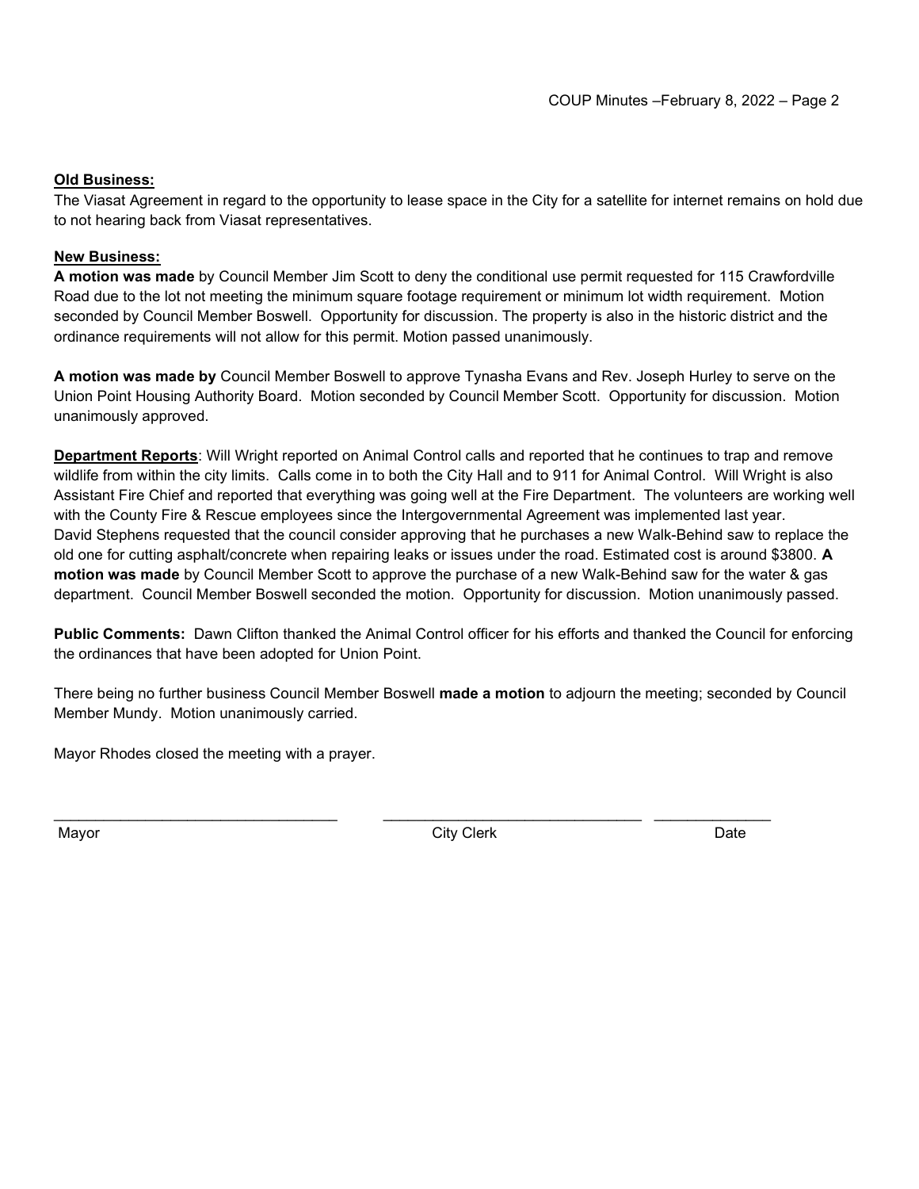**Old Business:**

The Viasat Agreement in regard to the opportunity to lease space in the City for a satellite for internet remains on hold due to not hearing back from Viasat representatives.

**New Business:**

**A motion was made** by Council Member Jim Scott to deny the conditional use permit requested for 115 Crawfordville Road due to the lot not meeting the minimum square footage requirement or minimum lot width requirement. Motion seconded by Council Member Boswell. Opportunity for discussion. The property is also in the historic district and the ordinance requirements will not allow for this permit. Motion passed unanimously.

**A motion was made by** Council Member Boswell to approve Tynasha Evans and Rev. Joseph Hurley to serve on the Union Point Housing Authority Board. Motion seconded by Council Member Scott. Opportunity for discussion. Motion unanimously approved.

**Department Reports**: Will Wright reported on Animal Control calls and reported that he continues to trap and remove wildlife from within the city limits. Calls come in to both the City Hall and to 911 for Animal Control. Will Wright is also Assistant Fire Chief and reported that everything was going well at the Fire Department. The volunteers are working well with the County Fire & Rescue employees since the Intergovernmental Agreement was implemented last year.
David Stephens requested that the council consider approving that he purchases a new Walk-Behind saw to replace the old one for cutting asphalt/concrete when repairing leaks or issues under the road. Estimated cost is around $3800. **A motion was made** by Council Member Scott to approve the purchase of a new Walk-Behind saw for the water & gas department. Council Member Boswell seconded the motion. Opportunity for discussion. Motion unanimously passed.

**Public Comments:** Dawn Clifton thanked the Animal Control officer for his efforts and thanked the Council for enforcing the ordinances that have been adopted for Union Point.

There being no further business Council Member Boswell **made a motion** to adjourn the meeting; seconded by Council Member Mundy. Motion unanimously carried.

Mayor Rhodes closed the meeting with a prayer.

\_\_\_\_\_\_\_\_\_\_\_\_\_\_\_\_\_\_\_\_\_\_\_\_\_\_\_\_\_\_ \_\_\_\_\_\_\_\_\_\_\_\_\_\_\_\_\_\_\_\_\_\_\_\_\_\_\_\_\_\_ \_\_\_\_\_\_\_\_\_\_\_\_

Mayor City Clerk Date